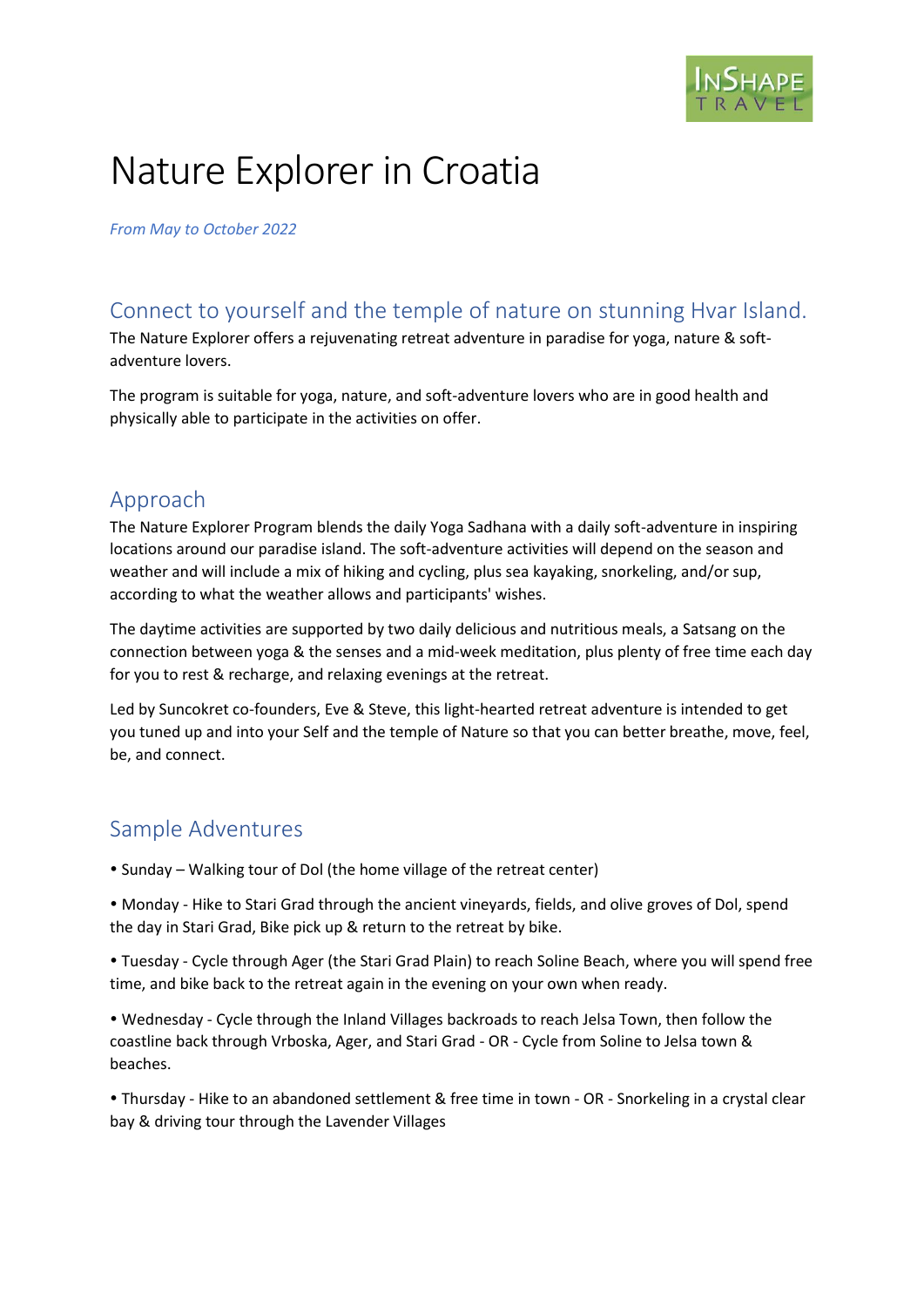# Nature Explorer in Croatia

*From May to October 2022*

## Connect to yourself and the temple of nature on stunning Hvar Island.

The Nature Explorer offers a rejuvenating retreat adventure in paradise for yoga, nature & soft-adventure lovers.

The program is suitable for yoga, nature, and soft-adventure lovers who are in good health and physically able to participate in the activities on offer.

## Approach

The Nature Explorer Program blends the daily Yoga Sadhana with a daily soft-adventure in inspiring locations around our paradise island. The soft-adventure activities will depend on the season and weather and will include a mix of hiking and cycling, plus sea kayaking, snorkeling, and/or sup, according to what the weather allows and participants' wishes.

The daytime activities are supported by two daily delicious and nutritious meals, a Satsang on the connection between yoga & the senses and a mid-week meditation, plus plenty of free time each day for you to rest & recharge, and relaxing evenings at the retreat.

Led by Suncokret co-founders, Eve & Steve, this light-hearted retreat adventure is intended to get you tuned up and into your Self and the temple of Nature so that you can better breathe, move, feel, be, and connect.

## Sample Adventures

- Sunday – Walking tour of Dol (the home village of the retreat center)
- Monday - Hike to Stari Grad through the ancient vineyards, fields, and olive groves of Dol, spend the day in Stari Grad, Bike pick up & return to the retreat by bike.
- Tuesday - Cycle through Ager (the Stari Grad Plain) to reach Soline Beach, where you will spend free time, and bike back to the retreat again in the evening on your own when ready.
- Wednesday - Cycle through the Inland Villages backroads to reach Jelsa Town, then follow the coastline back through Vrboska, Ager, and Stari Grad - OR - Cycle from Soline to Jelsa town & beaches.
- Thursday - Hike to an abandoned settlement & free time in town - OR - Snorkeling in a crystal clear bay & driving tour through the Lavender Villages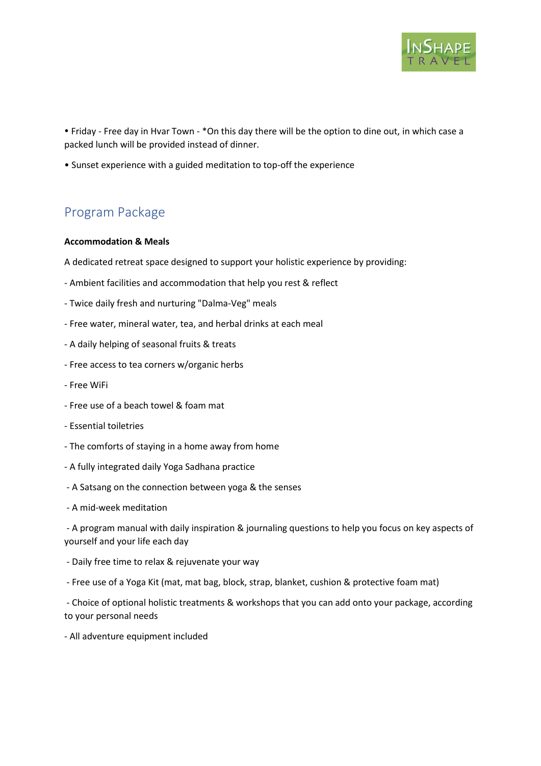• Friday - Free day in Hvar Town - *On this day there will be the option to dine out, in which case a packed lunch will be provided instead of dinner.

• Sunset experience with a guided meditation to top-off the experience

## Program Package

**Accommodation & Meals**

A dedicated retreat space designed to support your holistic experience by providing:

- Ambient facilities and accommodation that help you rest & reflect
- Twice daily fresh and nurturing "Dalma-Veg" meals
- Free water, mineral water, tea, and herbal drinks at each meal
- A daily helping of seasonal fruits & treats
- Free access to tea corners w/organic herbs
- Free WiFi
- Free use of a beach towel & foam mat
- Essential toiletries
- The comforts of staying in a home away from home
- A fully integrated daily Yoga Sadhana practice
- A Satsang on the connection between yoga & the senses
- A mid-week meditation
- A program manual with daily inspiration & journaling questions to help you focus on key aspects of yourself and your life each day
- Daily free time to relax & rejuvenate your way
- Free use of a Yoga Kit (mat, mat bag, block, strap, blanket, cushion & protective foam mat)
- Choice of optional holistic treatments & workshops that you can add onto your package, according to your personal needs
- All adventure equipment included